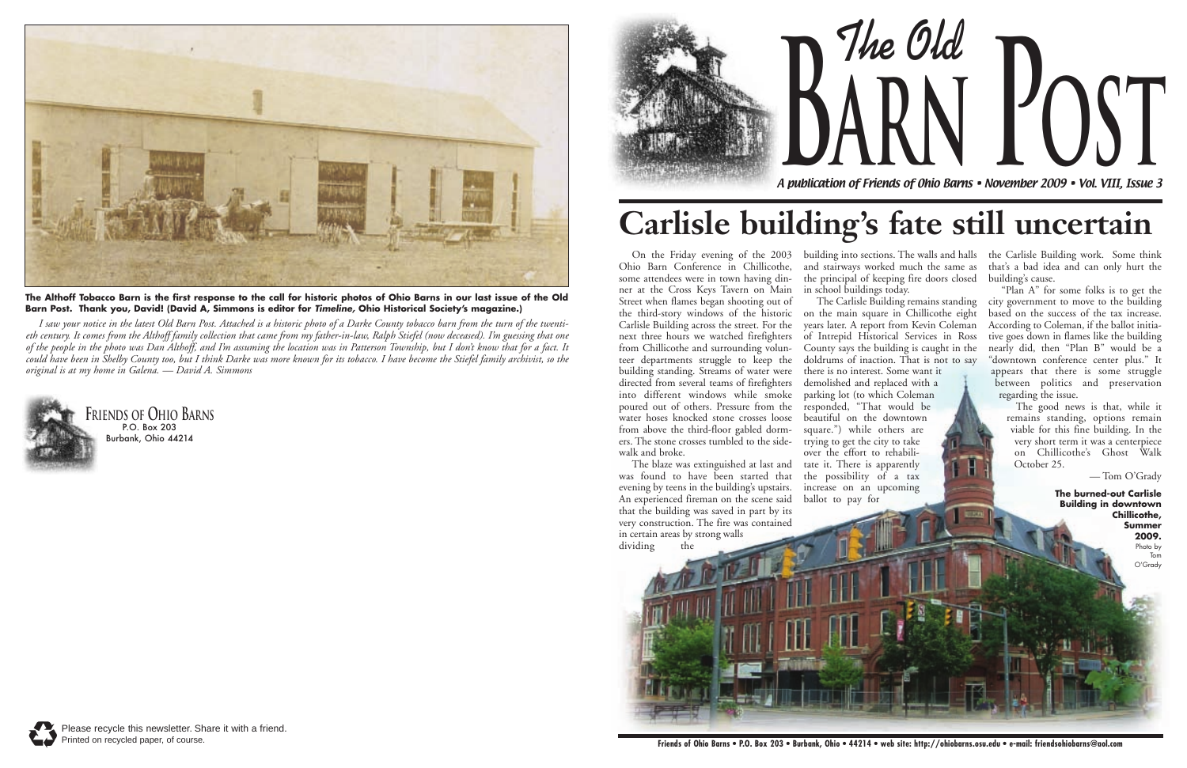**The Althoff Tobacco Barn is the first response to the call for historic photos of Ohio Barns in our last issue of the Old Barn Post. Thank you, David! (David A, Simmons is editor for *Timeline*, Ohio Historical Society's magazine.)**

*I saw your notice in the latest Old Barn Post. Attached is a historic photo of a Darke County tobacco barn from the turn of the twentieth century. It comes from the Althoff family collection that came from my father-in-law, Ralph Stiefel (now deceased). I'm guessing that one of the people in the photo was Dan Althoff, and I'm assuming the location was in Patterson Township, but I don't know that for a fact. It could have been in Shelby County too, but I think Darke was more known for its tobacco. I have become the Stiefel family archivist, so the original is at my home in Galena. — David A. Simmons*

FRIENDS OF OHIO BARNS
P.O. Box 203
Burbank, Ohio 44214

Please recycle this newsletter. Share it with a friend.
Printed on recycled paper, of course.

# The Old Barn Post

*A publication of Friends of Ohio Barns • November 2009 • Vol. VIII, Issue 3*

# Carlisle building's fate still uncertain

On the Friday evening of the 2003 Ohio Barn Conference in Chillicothe, some attendees were in town having dinner at the Cross Keys Tavern on Main Street when flames began shooting out of the third-story windows of the historic Carlisle Building across the street. For the next three hours we watched firefighters from Chillicothe and surrounding volunteer departments struggle to keep the building standing. Streams of water were directed from several teams of firefighters into different windows while smoke poured out of others. Pressure from the water hoses knocked stone crosses loose from above the third-floor gabled dormers. The stone crosses tumbled to the sidewalk and broke.

The blaze was extinguished at last and was found to have been started that evening by teens in the building's upstairs. An experienced fireman on the scene said that the building was saved in part by its very construction. The fire was contained in certain areas by strong walls dividing the building into sections. The walls and halls and stairways worked much the same as the principal of keeping fire doors closed in school buildings today.

The Carlisle Building remains standing on the main square in Chillicothe eight years later. A report from Kevin Coleman of Intrepid Historical Services in Ross County says the building is caught in the doldrums of inaction. That is not to say there is no interest. Some want it demolished and replaced with a parking lot (to which Coleman responded, "That would be beautiful on the downtown square.") while others are trying to get the city to take over the effort to rehabilitate it. There is apparently the possibility of a tax increase on an upcoming ballot to pay for the Carlisle Building work. Some think that's a bad idea and can only hurt the building's cause.

"Plan A" for some folks is to get the city government to move to the building based on the success of the tax increase. According to Coleman, if the ballot initiative goes down in flames like the building nearly did, then "Plan B" would be a "downtown conference center plus." It appears that there is some struggle between politics and preservation regarding the issue.

The good news is that, while it remains standing, options remain viable for this fine building. In the very short term it was a centerpiece on Chillicothe's Ghost Walk October 25.

— Tom O'Grady

**The burned-out Carlisle Building in downtown Chillicothe, Summer 2009.** Photo by Tom O'Grady

Friends of Ohio Barns • P.O. Box 203 • Burbank, Ohio • 44214 • web site: http://ohiobarns.osu.edu • e-mail: friendsohiobarns@aol.com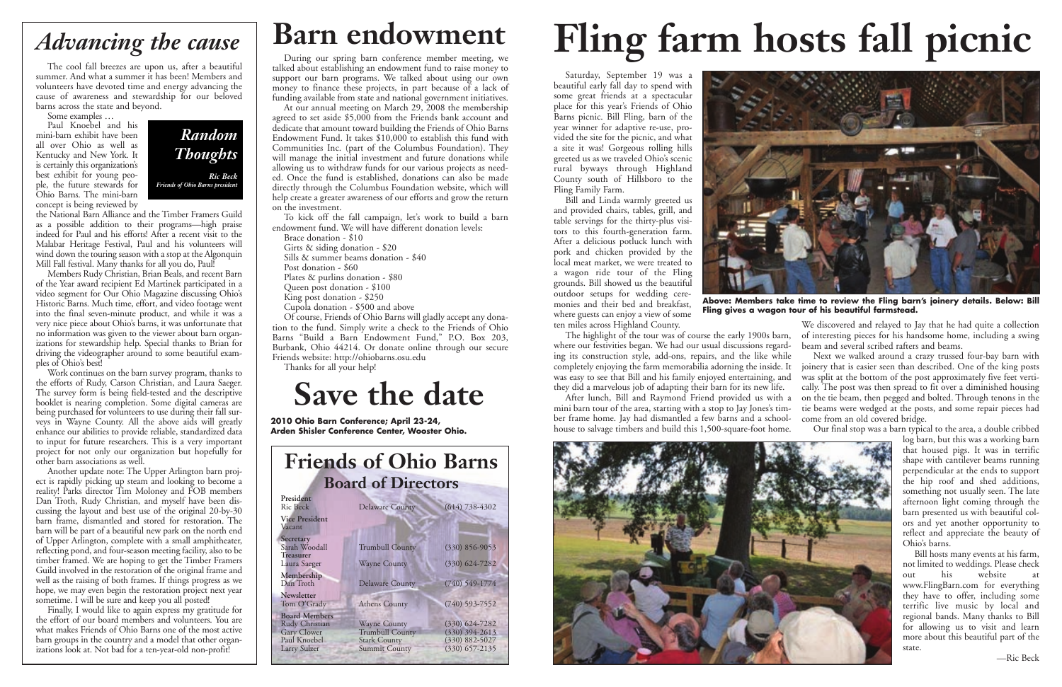# *Advancing the cause*

The cool fall breezes are upon us, after a beautiful summer. And what a summer it has been! Members and volunteers have devoted time and energy advancing the cause of awareness and stewardship for our beloved barns across the state and beyond.

***Random Thoughts***

*Ric Beck*
*Friends of Ohio Barns president*

Some examples …

Paul Knoebel and his mini-barn exhibit have been all over Ohio as well as Kentucky and New York. It is certainly this organization's best exhibit for young people, the future stewards for Ohio Barns. The mini-barn concept is being reviewed by the National Barn Alliance and the Timber Framers Guild as a possible addition to their programs—high praise indeed for Paul and his efforts! After a recent visit to the Malabar Heritage Festival, Paul and his volunteers will wind down the touring season with a stop at the Algonquin Mill Fall festival. Many thanks for all you do, Paul!

Members Rudy Christian, Brian Beals, and recent Barn of the Year award recipient Ed Martinek participated in a video segment for Our Ohio Magazine discussing Ohio's Historic Barns. Much time, effort, and video footage went into the final seven-minute product, and while it was a very nice piece about Ohio's barns, it was unfortunate that no information was given to the viewer about barn organizations for stewardship help. Special thanks to Brian for driving the videographer around to some beautiful examples of Ohio's best!

Work continues on the barn survey program, thanks to the efforts of Rudy, Carson Christian, and Laura Saeger. The survey form is being field-tested and the descriptive booklet is nearing completion. Some digital cameras are being purchased for volunteers to use during their fall surveys in Wayne County. All the above aids will greatly enhance our abilities to provide reliable, standardized data to input for future researchers. This is a very important project for not only our organization but hopefully for other barn associations as well.

Another update note: The Upper Arlington barn project is rapidly picking up steam and looking to become a reality! Parks director Tim Moloney and FOB members Dan Troth, Rudy Christian, and myself have been discussing the layout and best use of the original 20-by-30 barn frame, dismantled and stored for restoration. The barn will be part of a beautiful new park on the north end of Upper Arlington, complete with a small amphitheater, reflecting pond, and four-season meeting facility, also to be timber framed. We are hoping to get the Timber Framers Guild involved in the restoration of the original frame and well as the raising of both frames. If things progress as we hope, we may even begin the restoration project next year sometime. I will be sure and keep you all posted!

Finally, I would like to again express my gratitude for the effort of our board members and volunteers. You are what makes Friends of Ohio Barns one of the most active barn groups in the country and a model that other organizations look at. Not bad for a ten-year-old non-profit!

# Barn endowment

During our spring barn conference member meeting, we talked about establishing an endowment fund to raise money to support our barn programs. We talked about using our own money to finance these projects, in part because of a lack of funding available from state and national government initiatives.

At our annual meeting on March 29, 2008 the membership agreed to set aside $5,000 from the Friends bank account and dedicate that amount toward building the Friends of Ohio Barns Endowment Fund. It takes $10,000 to establish this fund with Communities Inc. (part of the Columbus Foundation). They will manage the initial investment and future donations while allowing us to withdraw funds for our various projects as needed. Once the fund is established, donations can also be made directly through the Columbus Foundation website, which will help create a greater awareness of our efforts and grow the return on the investment.

To kick off the fall campaign, let's work to build a barn endowment fund. We will have different donation levels:

- Brace donation - $10
- Girts & siding donation - $20
- Sills & summer beams donation - $40
- Post donation - $60
- Plates & purlins donation - $80
- Queen post donation - $100
- King post donation - $250
- Cupola donation - $500 and above

Of course, Friends of Ohio Barns will gladly accept any donation to the fund. Simply write a check to the Friends of Ohio Barns "Build a Barn Endowment Fund," P.O. Box 203, Burbank, Ohio 44214. Or donate online through our secure Friends website: http://ohiobarns.osu.edu

Thanks for all your help!

# Save the date

**2010 Ohio Barn Conference; April 23-24, Arden Shisler Conference Center, Wooster Ohio.**

## Friends of Ohio Barns Board of Directors

| | | |
|---|---|---|
| **President** | | |
| Ric Beck | Delaware County | (614) 738-4302 |
| **Vice President** | | |
| Vacant | | |
| **Secretary** | | |
| Sarah Woodall | Trumbull County | (330) 856-9053 |
| **Treasurer** | | |
| Laura Saeger | Wayne County | (330) 624-7282 |
| **Membership** | | |
| Dan Troth | Delaware County | (740) 549-1774 |
| **Newsletter** | | |
| Tom O'Grady | Athens County | (740) 593-7552 |
| **Board Members** | | |
| Rudy Christian | Wayne County | (330) 624-7282 |
| Gary Clower | Trumbull County | (330) 394-2613 |
| Paul Knoebel | Stark County | (330) 882-5027 |
| Larry Sulzer | Summit County | (330) 657-2135 |

# Fling farm hosts fall picnic

Saturday, September 19 was a beautiful early fall day to spend with some great friends at a spectacular place for this year's Friends of Ohio Barns picnic. Bill Fling, barn of the year winner for adaptive re-use, provided the site for the picnic, and what a site it was! Gorgeous rolling hills greeted us as we traveled Ohio's scenic rural byways through Highland County south of Hillsboro to the Fling Family Farm.

Bill and Linda warmly greeted us and provided chairs, tables, grill, and table servings for the thirty-plus visitors to this fourth-generation farm. After a delicious potluck lunch with pork and chicken provided by the local meat market, we were treated to a wagon ride tour of the Fling grounds. Bill showed us the beautiful outdoor setups for wedding ceremonies and their bed and breakfast, where guests can enjoy a view of some ten miles across Highland County.

**Above: Members take time to review the Fling barn's joinery details. Below: Bill Fling gives a wagon tour of his beautiful farmstead.**

The highlight of the tour was of course the early 1900s barn, where our festivities began. We had our usual discussions regarding its construction style, add-ons, repairs, and the like while completely enjoying the farm memorabilia adorning the inside. It was easy to see that Bill and his family enjoyed entertaining, and they did a marvelous job of adapting their barn for its new life.

After lunch, Bill and Raymond Friend provided us with a mini barn tour of the area, starting with a stop to Jay Jones's timber frame home. Jay had dismantled a few barns and a schoolhouse to salvage timbers and build this 1,500-square-foot home. We discovered and relayed to Jay that he had quite a collection of interesting pieces for his handsome home, including a swing beam and several scribed rafters and beams.

Next we walked around a crazy trussed four-bay barn with joinery that is easier seen than described. One of the king posts was split at the bottom of the post approximately five feet vertically. The post was then spread to fit over a diminished housing on the tie beam, then pegged and bolted. Through tenons in the tie beams were wedged at the posts, and some repair pieces had come from an old covered bridge.

Our final stop was a barn typical to the area, a double cribbed log barn, but this was a working barn that housed pigs. It was in terrific shape with cantilever beams running perpendicular at the ends to support the hip roof and shed additions, something not usually seen. The late afternoon light coming through the barn presented us with beautiful colors and yet another opportunity to reflect and appreciate the beauty of Ohio's barns.

Bill hosts many events at his farm, not limited to weddings. Please check out his website at www.FlingBarn.com for everything they have to offer, including some terrific live music by local and regional bands. Many thanks to Bill for allowing us to visit and learn more about this beautiful part of the state.

—Ric Beck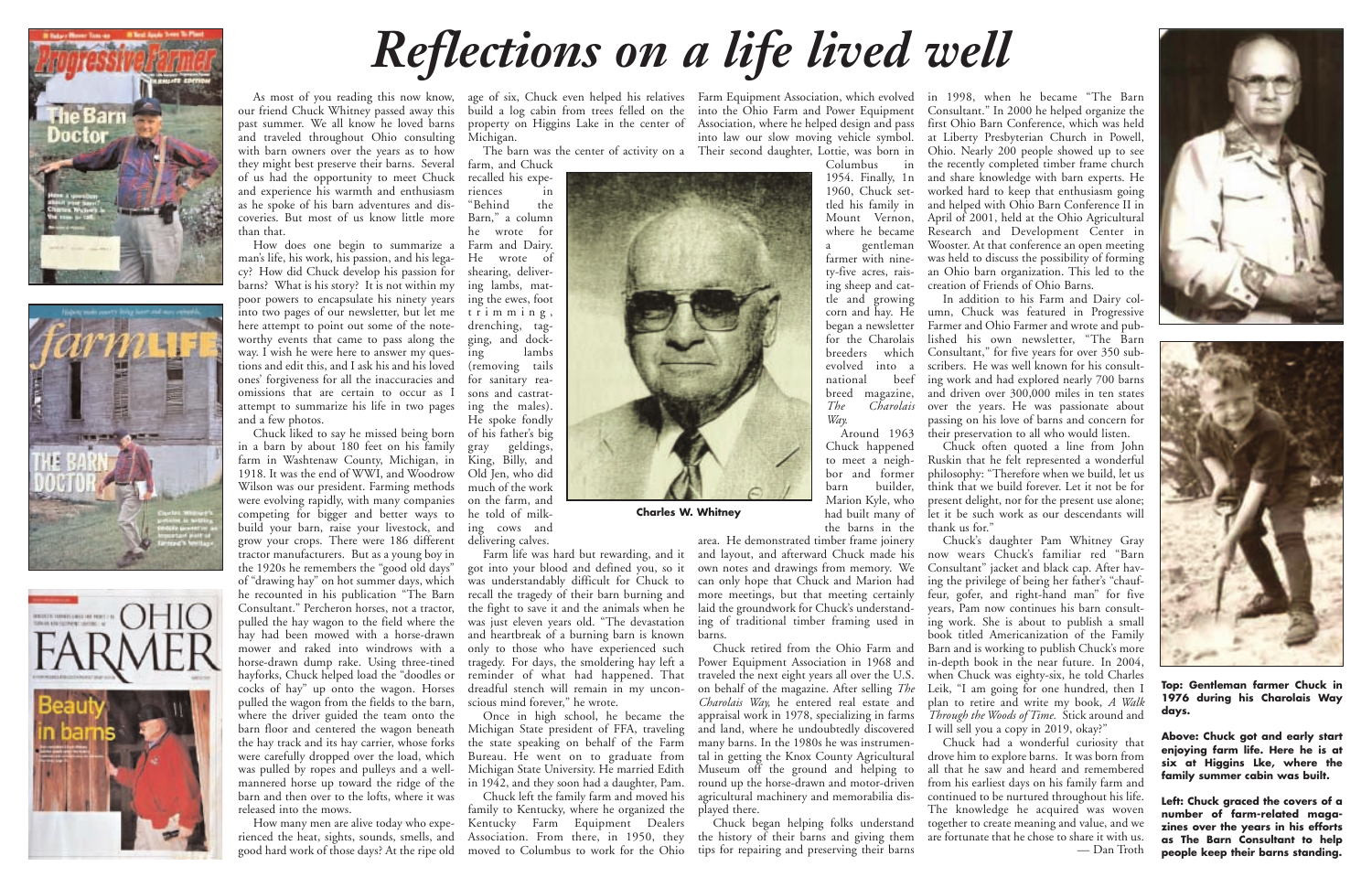# Reflections on a life lived well

As most of you reading this now know, our friend Chuck Whitney passed away this past summer. We all know he loved barns and traveled throughout Ohio consulting with barn owners over the years as to how they might best preserve their barns. Several of us had the opportunity to meet Chuck and experience his warmth and enthusiasm as he spoke of his barn adventures and discoveries. But most of us know little more than that.

How does one begin to summarize a man's life, his work, his passion, and his legacy? How did Chuck develop his passion for barns? What is his story? It is not within my poor powers to encapsulate his ninety years into two pages of our newsletter, but let me here attempt to point out some of the noteworthy events that came to pass along the way. I wish he were here to answer my questions and edit this, and I ask his and his loved ones' forgiveness for all the inaccuracies and omissions that are certain to occur as I attempt to summarize his life in two pages and a few photos.

Chuck liked to say he missed being born in a barn by about 180 feet on his family farm in Washtenaw County, Michigan, in 1918. It was the end of WWI, and Woodrow Wilson was our president. Farming methods were evolving rapidly, with many companies competing for bigger and better ways to build your barn, raise your livestock, and grow your crops. There were 186 different tractor manufacturers. But as a young boy in the 1920s he remembers the "good old days" of "drawing hay" on hot summer days, which he recounted in his publication "The Barn Consultant." Percheron horses, not a tractor, pulled the hay wagon to the field where the hay had been mowed with a horse-drawn mower and raked into windrows with a horse-drawn dump rake. Using three-tined hayforks, Chuck helped load the "doodles or cocks of hay" up onto the wagon. Horses pulled the wagon from the fields to the barn, where the driver guided the team onto the barn floor and centered the wagon beneath the hay track and its hay carrier, whose forks were carefully dropped over the load, which was pulled by ropes and pulleys and a well-mannered horse up toward the ridge of the barn and then over to the lofts, where it was released into the mows.

How many men are alive today who experienced the heat, sights, sounds, smells, and good hard work of those days? At the ripe old age of six, Chuck even helped his relatives build a log cabin from trees felled on the property on Higgins Lake in the center of Michigan.

The barn was the center of activity on a farm, and Chuck recalled his experiences in "Behind the Barn," a column he wrote for Farm and Dairy. He wrote of shearing, delivering lambs, mating the ewes, foot trimming, drenching, tagging, and docking lambs (removing tails for sanitary reasons and castrating the males). He spoke fondly of his father's big gray geldings, King, Billy, and Old Jen, who did much of the work on the farm, and he told of milking cows and delivering calves.

**Charles W. Whitney**

Farm life was hard but rewarding, and it got into your blood and defined you, so it was understandably difficult for Chuck to recall the tragedy of their barn burning and the fight to save it and the animals when he was just eleven years old. "The devastation and heartbreak of a burning barn is known only to those who have experienced such tragedy. For days, the smoldering hay left a reminder of what had happened. That dreadful stench will remain in my unconscious mind forever," he wrote.

Once in high school, he became the Michigan State president of FFA, traveling the state speaking on behalf of the Farm Bureau. He went on to graduate from Michigan State University. He married Edith in 1942, and they soon had a daughter, Pam.

Chuck left the family farm and moved his family to Kentucky, where he organized the Kentucky Farm Equipment Dealers Association. From there, in 1950, they moved to Columbus to work for the Ohio Farm Equipment Association, which evolved into the Ohio Farm and Power Equipment Association, where he helped design and pass into law our slow moving vehicle symbol. Their second daughter, Lottie, was born in Columbus in 1954. Finally, in 1960, Chuck settled his family in Mount Vernon, where he became a gentleman farmer with ninety-five acres, raising sheep and cattle and growing corn and hay. He began a newsletter for the Charolais breeders which evolved into a national beef breed magazine, *The Charolais Way.*

Around 1963 Chuck happened to meet a neighbor and former barn builder, Marion Kyle, who had built many of the barns in the area. He demonstrated timber frame joinery and layout, and afterward Chuck made his own notes and drawings from memory. We can only hope that Chuck and Marion had more meetings, but that meeting certainly laid the groundwork for Chuck's understanding of traditional timber framing used in barns.

Chuck retired from the Ohio Farm and Power Equipment Association in 1968 and traveled the next eight years all over the U.S. on behalf of the magazine. After selling *The Charolais Way,* he entered real estate and appraisal work in 1978, specializing in farms and land, where he undoubtedly discovered many barns. In the 1980s he was instrumental in getting the Knox County Agricultural Museum off the ground and helping to round up the horse-drawn and motor-driven agricultural machinery and memorabilia displayed there.

Chuck began helping folks understand the history of their barns and giving them tips for repairing and preserving their barns in 1998, when he became "The Barn Consultant." In 2000 he helped organize the first Ohio Barn Conference, which was held at Liberty Presbyterian Church in Powell, Ohio. Nearly 200 people showed up to see the recently completed timber frame church and share knowledge with barn experts. He worked hard to keep that enthusiasm going and helped with Ohio Barn Conference II in April of 2001, held at the Ohio Agricultural Research and Development Center in Wooster. At that conference an open meeting was held to discuss the possibility of forming an Ohio barn organization. This led to the creation of Friends of Ohio Barns.

In addition to his Farm and Dairy column, Chuck was featured in Progressive Farmer and Ohio Farmer and wrote and published his own newsletter, "The Barn Consultant," for five years for over 350 subscribers. He was well known for his consulting work and had explored nearly 700 barns and driven over 300,000 miles in ten states over the years. He was passionate about passing on his love of barns and concern for their preservation to all who would listen.

Chuck often quoted a line from John Ruskin that he felt represented a wonderful philosophy: "Therefore when we build, let us think that we build forever. Let it not be for present delight, nor for the present use alone; let it be such work as our descendants will thank us for."

Chuck's daughter Pam Whitney Gray now wears Chuck's familiar red "Barn Consultant" jacket and black cap. After having the privilege of being her father's "chauffeur, gofer, and right-hand man" for five years, Pam now continues his barn consulting work. She is about to publish a small book titled Americanization of the Family Barn and is working to publish Chuck's more in-depth book in the near future. In 2004, when Chuck was eighty-six, he told Charles Leik, "I am going for one hundred, then I plan to retire and write my book, *A Walk Through the Woods of Time.* Stick around and I will sell you a copy in 2019, okay?"

Chuck had a wonderful curiosity that drove him to explore barns. It was born from all that he saw and heard and remembered from his earliest days on his family farm and continued to be nurtured throughout his life. The knowledge he acquired was woven together to create meaning and value, and we are fortunate that he chose to share it with us.

— Dan Troth

**Top: Gentleman farmer Chuck in 1976 during his Charolais Way days.**

**Above: Chuck got and early start enjoying farm life. Here he is at six at Higgins Lke, where the family summer cabin was built.**

**Left: Chuck graced the covers of a number of farm-related magazines over the years in his efforts as The Barn Consultant to help people keep their barns standing.**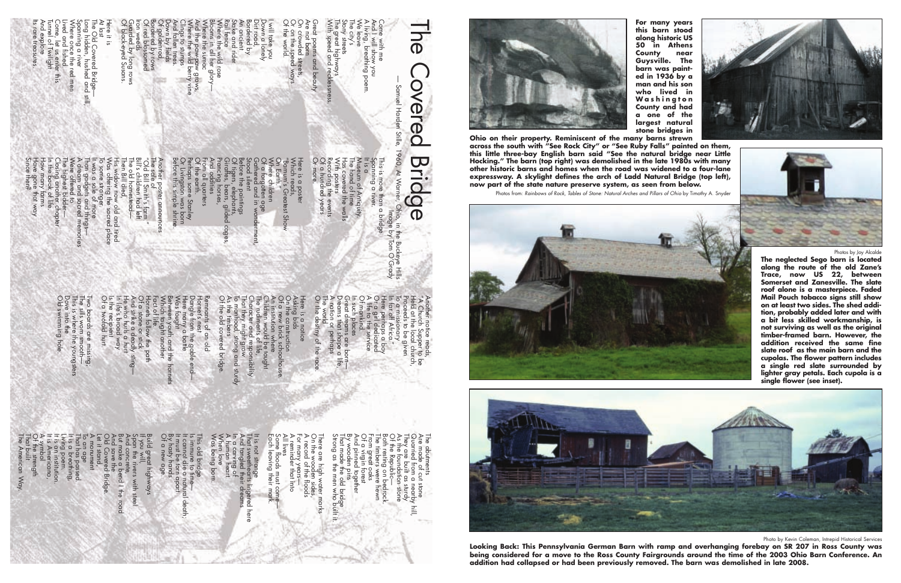# The Covered Bridge

— Samuel Harden Stille, 1960, At Warner, Ohio, in the Buckeye Hills

Image by Tom O'Grady

Come with me
And I will show you
A living, breathing poem.
We leave
The city's
Noisy streets
The highways
Built for speed and recklessness,
With speed and recklessness.

Great poems and beauty
Are not born
On crowded streets,
Or on the speed ways
Of the world.

I will take you
Down a lonely
Dirt road,
Bordered by
An ancient
Stake and rider
Split rail fence
Where the wild rose
Blooms in all her glory—
Where the sumac
And the paw-paw grows,
Where the wild berry vine
Clings to stumps
And fallen trees.
Down by fields
Of goldenrod
Bordered by rows
Of red blossomed
Iron weeds
Guarded by long rows
Of black-eyed Susans.

Here it is
At last
The Old Covered Bridge—
Long hidden, hushed and still,
Spanning a river
Where once the red men
Lived and fished.
Come, let us enter this
Tunnel of twilight
And explore
Its rare treasures.

This is more than a bridge
Spanning a river.
It is a
Museum of Antiquity.
The hand of time
Has covered the walls
With posters—
Recording the events
Of a hundred years
Or more.

Here is a poster
Which reads,
"Barnum's Greatest Show
On Earth,"
Where children
Of a forgotten age
Gathered and in wonderment,
Stood silent
Before the paintings
Of tigers, elephants,
Giraffes, bears, gilded cages,
Ferris wheels,
Prancing horses,
And oddities
From all quarters
Of the earth.
Perhaps some Stanley
Or Livingston was born
Before this simple shrine.

Another poster announces
The sale of
"Old Bill Smith's farm."
Bill's children had left
The old homestead—
Then Bill died,
His widow now old and tired
Was offering the sacred place
To some stranger—
It was a sale of more
Than gadgets and things—
A dream and sacred memories
Were offered to
The highest bidder—
Closing another chapter
In the book of life.
How many farms
Have gone that way
Since then?

Another notice reads,
"A Box Supper to be
Held at the local church,
Proceeds to be given
To a missionary
In far off Africa."
Here perhaps a boy
Or a girl dedicated
A life to the service
Of mankind.
In such places
Great dreams are born—
Dreams that shape a life,
A nation or perhaps
The world
Or the destiny of the race.

Here is a notice
Asking bids
On the construction
Of a new brick schoolhouse,
An institution where
Children would be taught
The rudiments of life,
Character and responsibility
That they might grow
To manhood, strong and sturdy
As the timbers
Of the old covered bridge.

Remnants of an old
Hornet's nest
Dangle from the gable end—
Here many a battle
Was fought
Between youth and the hornets
Which taught another
Fact of life—
Hornets follow the path
Of a stone or stick
And strike a deadly sting—
He who throws the stone
In life's broad way
Is the recipient
Of a twofold hurt.

Two boards are missing,
The sills worn smooth—
This is where the youngsters
Dove into the
Old swimming hole.

The abutments
Are made of cut stone
Quarried from a nearby hill,
They are built as sturdy
As the foundation stone
Of the Republic—
Both resting on bedrock.
The timbers were hewn
From great oaks
Of a virgin forest
And pinned together
By wooden pins
That made the old bridge
Strong as the men who built it.

There are high water marks
On the wooden sides,
A record of the floods
For many years—
A reminder that into
All lives
Some floods must come—
Each leaving their mark.

It is not strange
That sweethearts lingered here
And tangled their dreams
In a carving of
A heart
When love
Was being born.

This old bridge
Is immune to time—
It cannot die a natural death;
It must be torn apart
By hasty hands
Of a new age.

Build great highways
If you will,
Span the rivers with steel
And concrete,
But make a bend in the road
And save the
Old Covered Bridge.
Let it stand
As a monument
To an age
That has passed.
It is a breathing,
Living poem.
It is an institution,
It is Americana,
A symbol
Of the strength
That built
The American Way.

**For many years this barn stood along historic US 50 in Athens County near Guysville. The barn was painted in 1936 by a man and his son who lived in Washington County and had a one of the largest natural stone bridges in Ohio on their property. Reminiscent of the many barns strewn across the south with "See Rock City" or "See Ruby Falls" painted on them, this little three-bay English barn said "See the natural bridge near Little Hocking." The barn (top right) was demolished in the late 1980s with many other historic barns and homes when the road was widened to a four-lane expressway. A skylight defines the arch of Ladd Natural Bridge (top left), now part of the state nature preserve system, as seen from below.**

Photos from: *Rainbows of Rock, Tables of Stone: Natural Arches and Pillars of Ohio* by Timothy A. Snyder

Photos by Joy Alcalde

**The neglected Sego barn is located along the route of the old Zane's Trace, now US 22, between Somerset and Zanesville. The slate roof alone is a masterpiece. Faded Mail Pouch tobacco signs still show on at least two sides. The shed addition, probably added later and with a bit less skilled workmanship, is not surviving as well as the original timber-framed barn. However, the addition received the same fine slate roof as the main barn and the cupolas. The flower pattern includes a single red slate surrounded by lighter gray petals. Each cupola is a single flower (see inset).**

Photo by Kevin Coleman, Intrepid Historical Services

**Looking Back: This Pennsylvania German Barn with ramp and overhanging forebay on SR 207 in Ross County was being considered for a move to the Ross County Fairgrounds around the time of the 2003 Ohio Barn Conference. An addition had collapsed or had been previously removed. The barn was demolished in late 2008.**